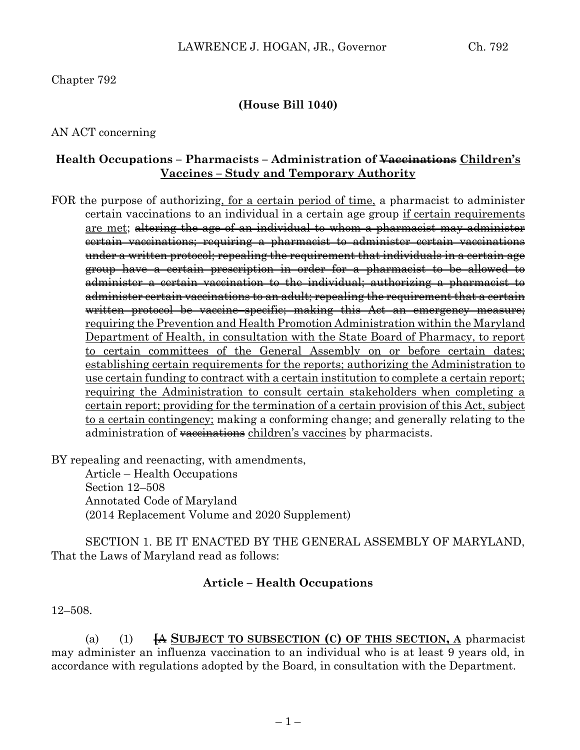Chapter 792

**(House Bill 1040)**

AN ACT concerning

**Health Occupations – Pharmacists – Administration of ~~Vaccinations~~ <u>Children's Vaccines – Study and Temporary Authority</u>**

FOR the purpose of authorizing<u>, for a certain period of time,</u> a pharmacist to administer certain vaccinations to an individual in a certain age group <u>if certain requirements are met</u>; ~~altering the age of an individual to whom a pharmacist may administer certain vaccinations; requiring a pharmacist to administer certain vaccinations under a written protocol; repealing the requirement that individuals in a certain age group have a certain prescription in order for a pharmacist to be allowed to administer a certain vaccination to the individual; authorizing a pharmacist to administer certain vaccinations to an adult; repealing the requirement that a certain written protocol be vaccine–specific; making this Act an emergency measure;~~ <u>requiring the Prevention and Health Promotion Administration within the Maryland Department of Health, in consultation with the State Board of Pharmacy, to report to certain committees of the General Assembly on or before certain dates; establishing certain requirements for the reports; authorizing the Administration to use certain funding to contract with a certain institution to complete a certain report; requiring the Administration to consult certain stakeholders when completing a certain report; providing for the termination of a certain provision of this Act, subject to a certain contingency;</u> making a conforming change; and generally relating to the administration of ~~vaccinations~~ <u>children's vaccines</u> by pharmacists.

BY repealing and reenacting, with amendments,
Article – Health Occupations
Section 12–508
Annotated Code of Maryland
(2014 Replacement Volume and 2020 Supplement)

SECTION 1. BE IT ENACTED BY THE GENERAL ASSEMBLY OF MARYLAND, That the Laws of Maryland read as follows:

**Article – Health Occupations**

12–508.

(a) (1) **~~[A~~ <u>SUBJECT TO SUBSECTION (C) OF THIS SECTION, A</u>** pharmacist may administer an influenza vaccination to an individual who is at least 9 years old, in accordance with regulations adopted by the Board, in consultation with the Department.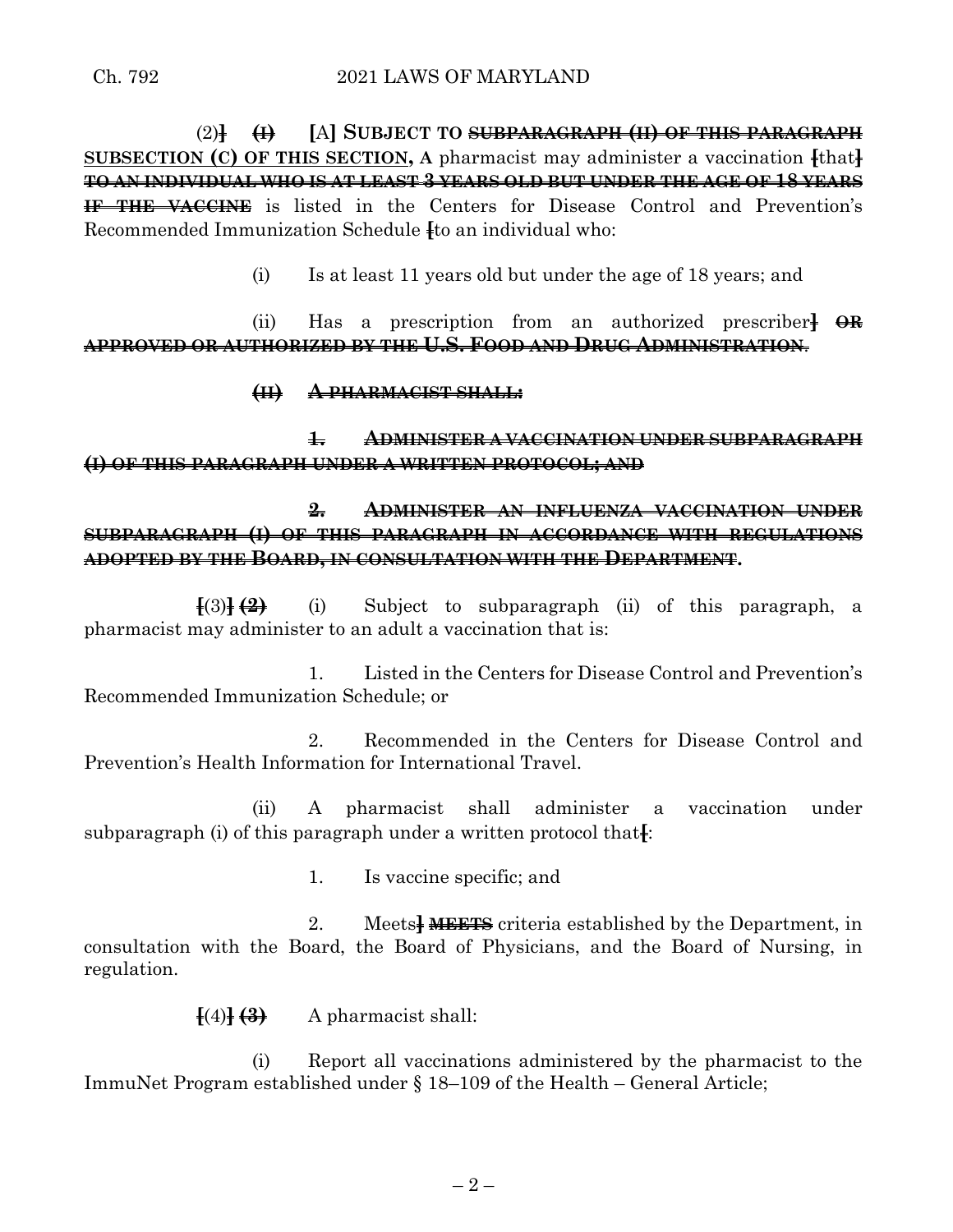(2)] ~~(I)~~ [A] **SUBJECT TO ~~SUBPARAGRAPH (II) OF THIS PARAGRAPH~~ <u>SUBSECTION (C) OF THIS SECTION</u>, A** pharmacist may administer a vaccination [that] ~~**TO AN INDIVIDUAL WHO IS AT LEAST 3 YEARS OLD BUT UNDER THE AGE OF 18 YEARS IF THE VACCINE**~~ is listed in the Centers for Disease Control and Prevention's Recommended Immunization Schedule [to an individual who:

(i) Is at least 11 years old but under the age of 18 years; and

(ii) Has a prescription from an authorized prescriber] ~~**OR APPROVED OR AUTHORIZED BY THE U.S. FOOD AND DRUG ADMINISTRATION**~~.

~~**(II) A PHARMACIST SHALL:**~~

~~**1. ADMINISTER A VACCINATION UNDER SUBPARAGRAPH (I) OF THIS PARAGRAPH UNDER A WRITTEN PROTOCOL; AND**~~

~~**2. ADMINISTER AN INFLUENZA VACCINATION UNDER SUBPARAGRAPH (I) OF THIS PARAGRAPH IN ACCORDANCE WITH REGULATIONS ADOPTED BY THE BOARD, IN CONSULTATION WITH THE DEPARTMENT.**~~

[(3)] **(2)** (i) Subject to subparagraph (ii) of this paragraph, a pharmacist may administer to an adult a vaccination that is:

1. Listed in the Centers for Disease Control and Prevention's Recommended Immunization Schedule; or

2. Recommended in the Centers for Disease Control and Prevention's Health Information for International Travel.

(ii) A pharmacist shall administer a vaccination under subparagraph (i) of this paragraph under a written protocol that[:

1. Is vaccine specific; and

2. Meets] ~~**MEETS**~~ criteria established by the Department, in consultation with the Board, the Board of Physicians, and the Board of Nursing, in regulation.

[(4)] **(3)** A pharmacist shall:

(i) Report all vaccinations administered by the pharmacist to the ImmuNet Program established under § 18–109 of the Health – General Article;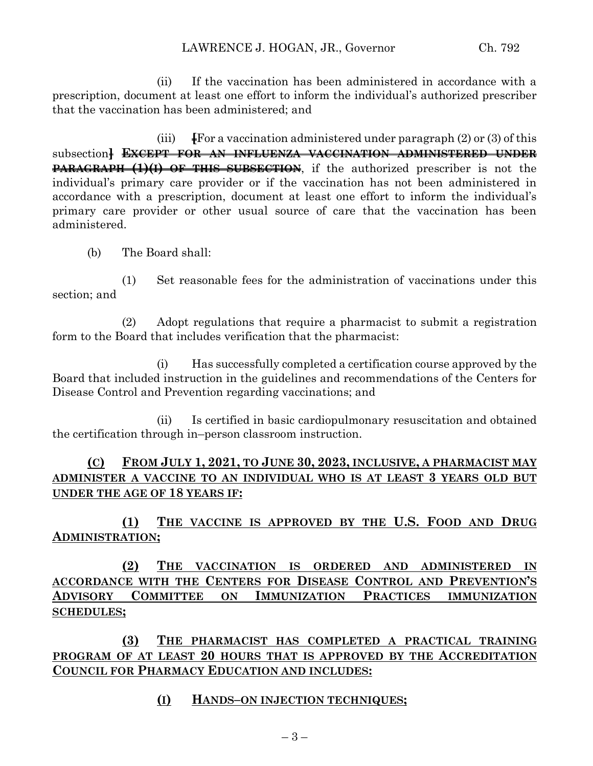(ii) If the vaccination has been administered in accordance with a prescription, document at least one effort to inform the individual's authorized prescriber that the vaccination has been administered; and

(iii) [For a vaccination administered under paragraph (2) or (3) of this subsection] ~~EXCEPT FOR AN INFLUENZA VACCINATION ADMINISTERED UNDER PARAGRAPH (1)(I) OF THIS SUBSECTION~~, if the authorized prescriber is not the individual's primary care provider or if the vaccination has not been administered in accordance with a prescription, document at least one effort to inform the individual's primary care provider or other usual source of care that the vaccination has been administered.

(b) The Board shall:

(1) Set reasonable fees for the administration of vaccinations under this section; and

(2) Adopt regulations that require a pharmacist to submit a registration form to the Board that includes verification that the pharmacist:

(i) Has successfully completed a certification course approved by the Board that included instruction in the guidelines and recommendations of the Centers for Disease Control and Prevention regarding vaccinations; and

(ii) Is certified in basic cardiopulmonary resuscitation and obtained the certification through in–person classroom instruction.

**(C) FROM JULY 1, 2021, TO JUNE 30, 2023, INCLUSIVE, A PHARMACIST MAY ADMINISTER A VACCINE TO AN INDIVIDUAL WHO IS AT LEAST 3 YEARS OLD BUT UNDER THE AGE OF 18 YEARS IF:**

**(1) THE VACCINE IS APPROVED BY THE U.S. FOOD AND DRUG ADMINISTRATION;**

**(2) THE VACCINATION IS ORDERED AND ADMINISTERED IN ACCORDANCE WITH THE CENTERS FOR DISEASE CONTROL AND PREVENTION'S ADVISORY COMMITTEE ON IMMUNIZATION PRACTICES IMMUNIZATION SCHEDULES;**

**(3) THE PHARMACIST HAS COMPLETED A PRACTICAL TRAINING PROGRAM OF AT LEAST 20 HOURS THAT IS APPROVED BY THE ACCREDITATION COUNCIL FOR PHARMACY EDUCATION AND INCLUDES:**

**(I) HANDS–ON INJECTION TECHNIQUES;**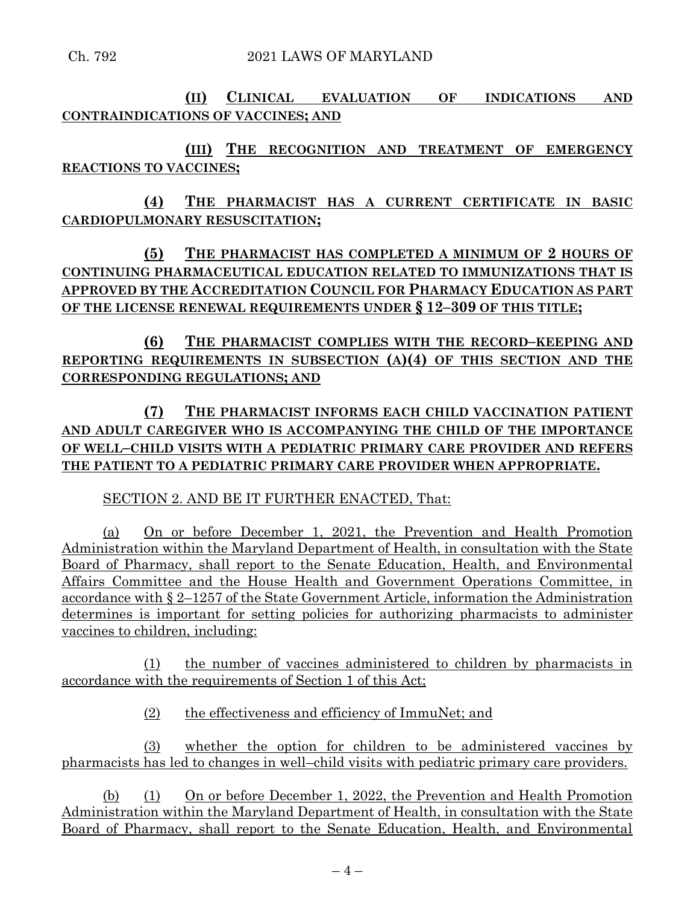**(II) CLINICAL EVALUATION OF INDICATIONS AND CONTRAINDICATIONS OF VACCINES; AND**

**(III) THE RECOGNITION AND TREATMENT OF EMERGENCY REACTIONS TO VACCINES;**

**(4) THE PHARMACIST HAS A CURRENT CERTIFICATE IN BASIC CARDIOPULMONARY RESUSCITATION;**

**(5) THE PHARMACIST HAS COMPLETED A MINIMUM OF 2 HOURS OF CONTINUING PHARMACEUTICAL EDUCATION RELATED TO IMMUNIZATIONS THAT IS APPROVED BY THE ACCREDITATION COUNCIL FOR PHARMACY EDUCATION AS PART OF THE LICENSE RENEWAL REQUIREMENTS UNDER § 12–309 OF THIS TITLE;**

**(6) THE PHARMACIST COMPLIES WITH THE RECORD–KEEPING AND REPORTING REQUIREMENTS IN SUBSECTION (A)(4) OF THIS SECTION AND THE CORRESPONDING REGULATIONS; AND**

**(7) THE PHARMACIST INFORMS EACH CHILD VACCINATION PATIENT AND ADULT CAREGIVER WHO IS ACCOMPANYING THE CHILD OF THE IMPORTANCE OF WELL–CHILD VISITS WITH A PEDIATRIC PRIMARY CARE PROVIDER AND REFERS THE PATIENT TO A PEDIATRIC PRIMARY CARE PROVIDER WHEN APPROPRIATE.**

SECTION 2. AND BE IT FURTHER ENACTED, That:

(a) On or before December 1, 2021, the Prevention and Health Promotion Administration within the Maryland Department of Health, in consultation with the State Board of Pharmacy, shall report to the Senate Education, Health, and Environmental Affairs Committee and the House Health and Government Operations Committee, in accordance with § 2–1257 of the State Government Article, information the Administration determines is important for setting policies for authorizing pharmacists to administer vaccines to children, including:

(1) the number of vaccines administered to children by pharmacists in accordance with the requirements of Section 1 of this Act;

(2) the effectiveness and efficiency of ImmuNet; and

(3) whether the option for children to be administered vaccines by pharmacists has led to changes in well–child visits with pediatric primary care providers.

(b) (1) On or before December 1, 2022, the Prevention and Health Promotion Administration within the Maryland Department of Health, in consultation with the State Board of Pharmacy, shall report to the Senate Education, Health, and Environmental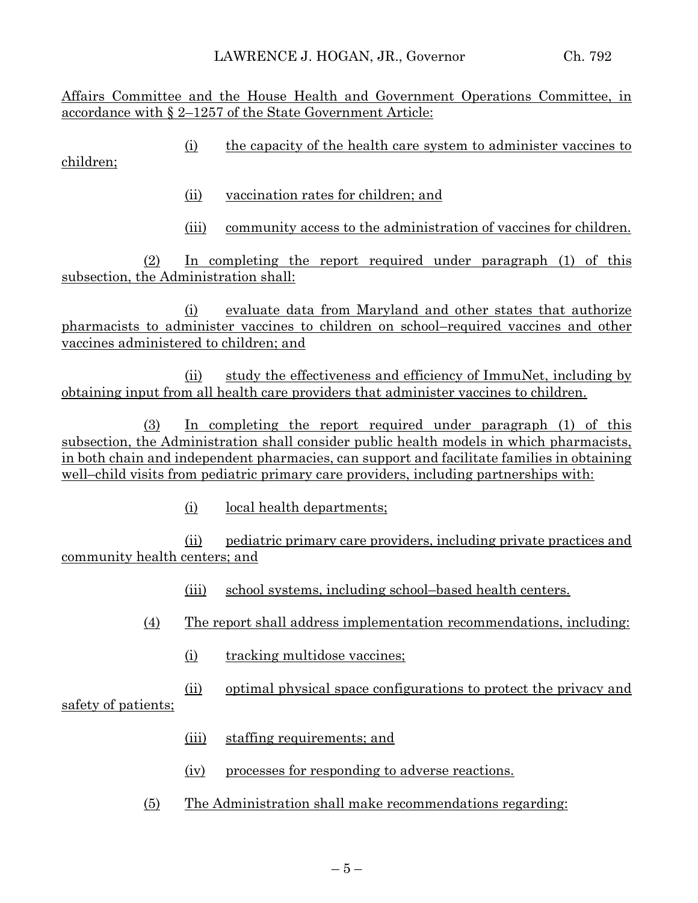Affairs Committee and the House Health and Government Operations Committee, in accordance with § 2–1257 of the State Government Article:

(i) the capacity of the health care system to administer vaccines to children;

(ii) vaccination rates for children; and

(iii) community access to the administration of vaccines for children.

(2) In completing the report required under paragraph (1) of this subsection, the Administration shall:

(i) evaluate data from Maryland and other states that authorize pharmacists to administer vaccines to children on school–required vaccines and other vaccines administered to children; and

(ii) study the effectiveness and efficiency of ImmuNet, including by obtaining input from all health care providers that administer vaccines to children.

(3) In completing the report required under paragraph (1) of this subsection, the Administration shall consider public health models in which pharmacists, in both chain and independent pharmacies, can support and facilitate families in obtaining well–child visits from pediatric primary care providers, including partnerships with:

(i) local health departments;

(ii) pediatric primary care providers, including private practices and community health centers; and

(iii) school systems, including school–based health centers.

(4) The report shall address implementation recommendations, including:

(i) tracking multidose vaccines;

(ii) optimal physical space configurations to protect the privacy and safety of patients;

(iii) staffing requirements; and

(iv) processes for responding to adverse reactions.

(5) The Administration shall make recommendations regarding: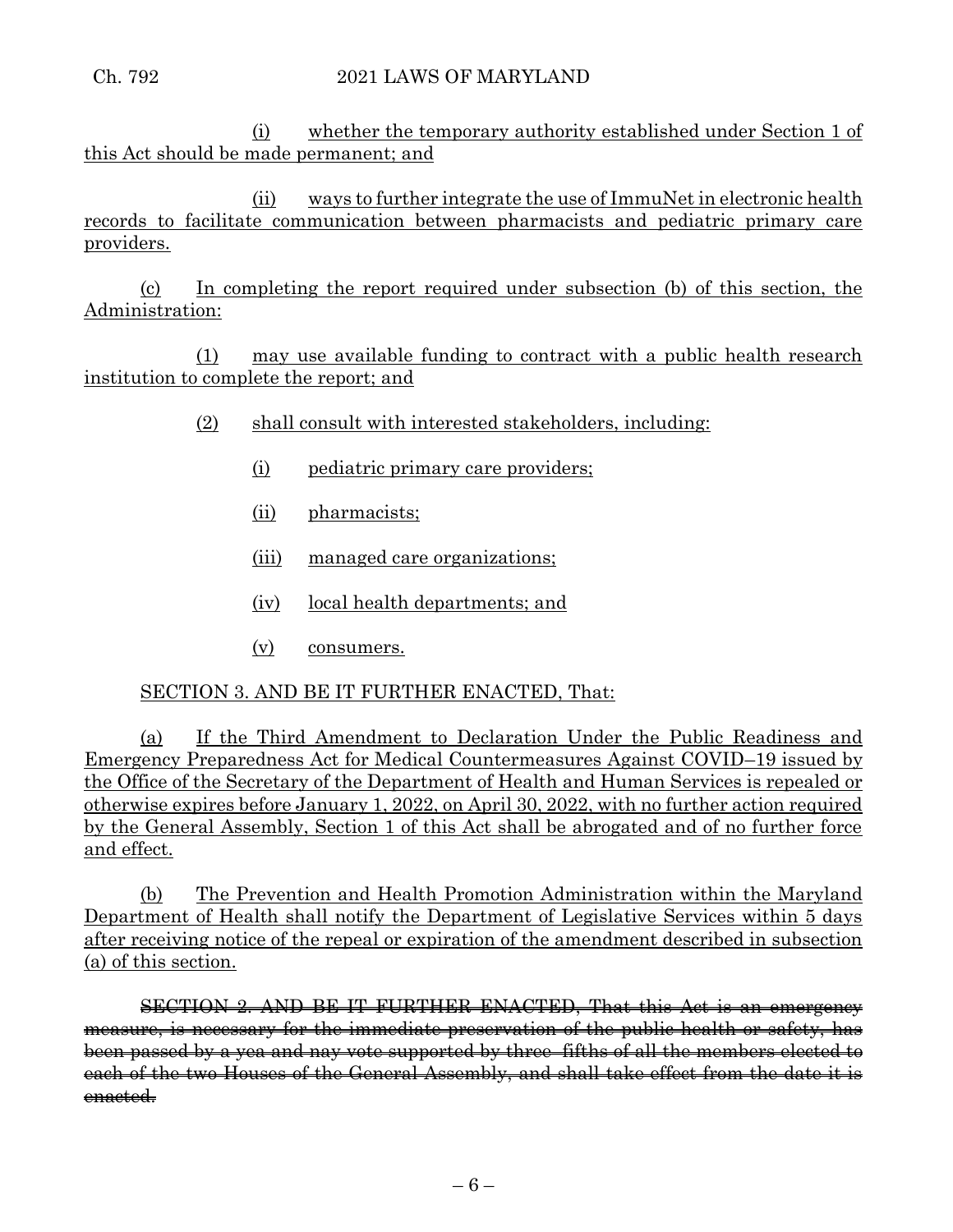(i) whether the temporary authority established under Section 1 of this Act should be made permanent; and

(ii) ways to further integrate the use of ImmuNet in electronic health records to facilitate communication between pharmacists and pediatric primary care providers.

(c) In completing the report required under subsection (b) of this section, the Administration:

(1) may use available funding to contract with a public health research institution to complete the report; and

(2) shall consult with interested stakeholders, including:

(i) pediatric primary care providers;

(ii) pharmacists;

(iii) managed care organizations;

(iv) local health departments; and

(v) consumers.

SECTION 3. AND BE IT FURTHER ENACTED, That:

(a) If the Third Amendment to Declaration Under the Public Readiness and Emergency Preparedness Act for Medical Countermeasures Against COVID–19 issued by the Office of the Secretary of the Department of Health and Human Services is repealed or otherwise expires before January 1, 2022, on April 30, 2022, with no further action required by the General Assembly, Section 1 of this Act shall be abrogated and of no further force and effect.

(b) The Prevention and Health Promotion Administration within the Maryland Department of Health shall notify the Department of Legislative Services within 5 days after receiving notice of the repeal or expiration of the amendment described in subsection (a) of this section.

~~SECTION 2. AND BE IT FURTHER ENACTED, That this Act is an emergency measure, is necessary for the immediate preservation of the public health or safety, has been passed by a yea and nay vote supported by three–fifths of all the members elected to each of the two Houses of the General Assembly, and shall take effect from the date it is enacted.~~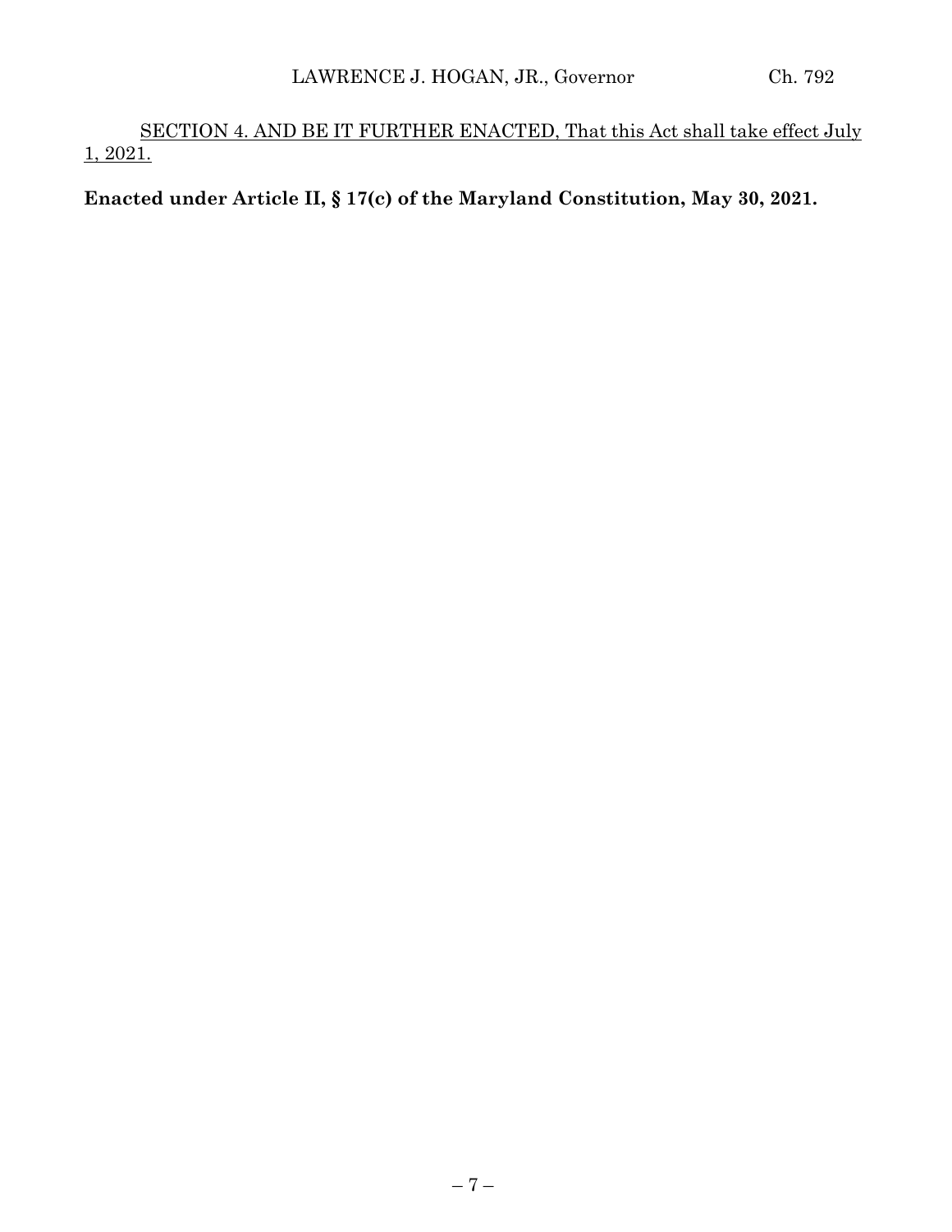SECTION 4. AND BE IT FURTHER ENACTED, That this Act shall take effect July 1, 2021.

**Enacted under Article II, § 17(c) of the Maryland Constitution, May 30, 2021.**